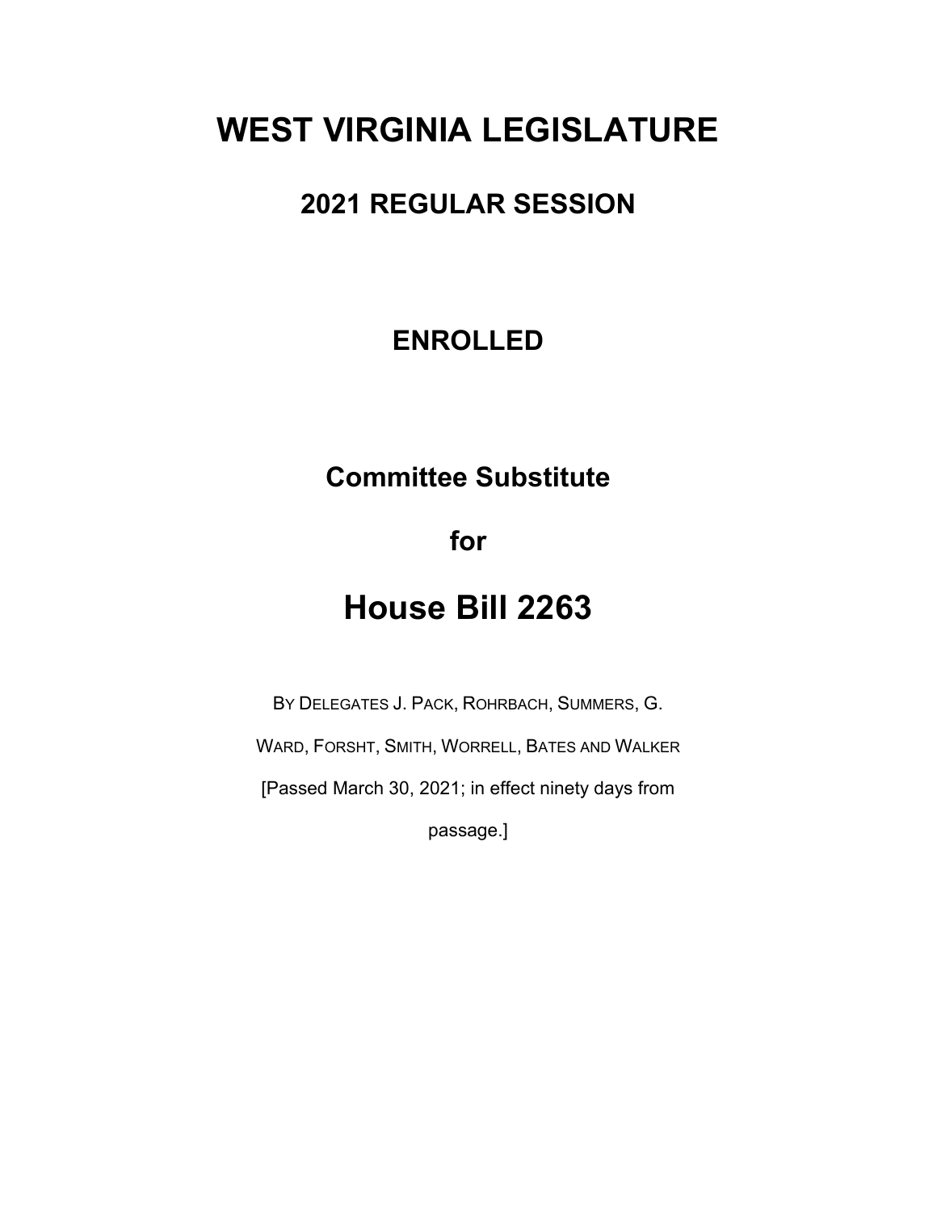# WEST VIRGINIA LEGISLATURE

## 2021 REGULAR SESSION

## ENROLLED

## Committee Substitute

## for

# House Bill 2263

BY DELEGATES J. PACK, ROHRBACH, SUMMERS, G. WARD, FORSHT, SMITH, WORRELL, BATES AND WALKER

[Passed March 30, 2021; in effect ninety days from passage.]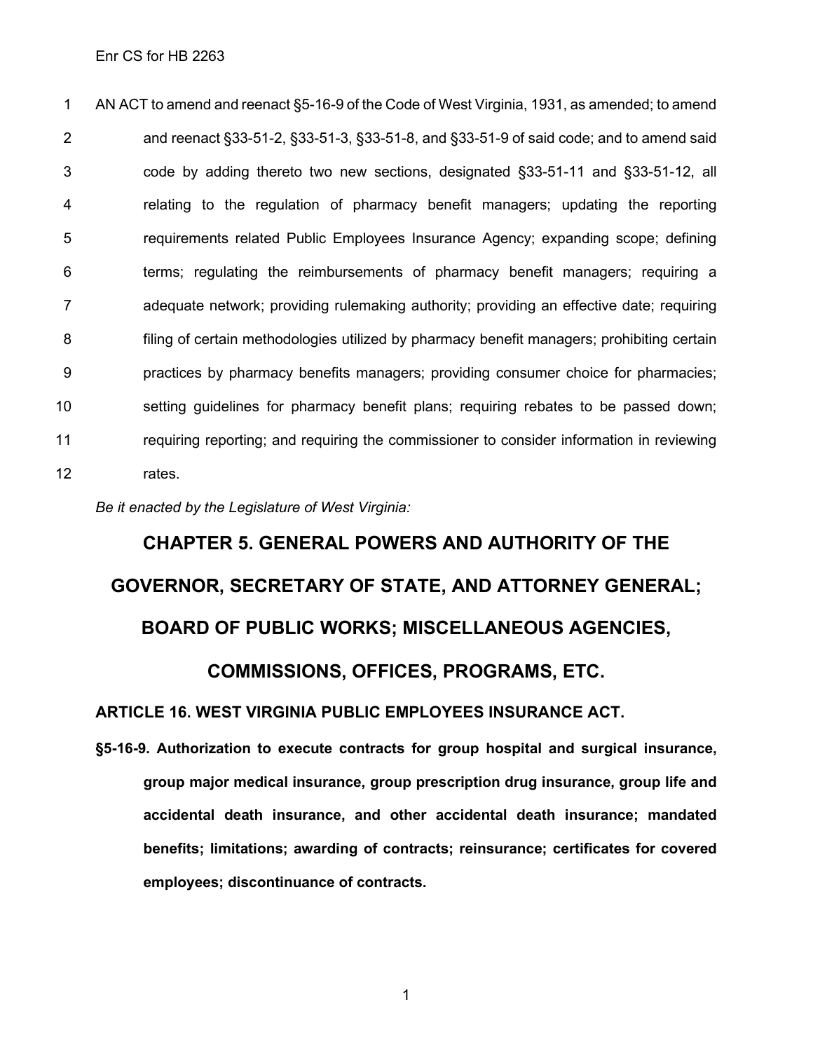AN ACT to amend and reenact §5-16-9 of the Code of West Virginia, 1931, as amended; to amend and reenact §33-51-2, §33-51-3, §33-51-8, and §33-51-9 of said code; and to amend said code by adding thereto two new sections, designated §33-51-11 and §33-51-12, all relating to the regulation of pharmacy benefit managers; updating the reporting requirements related Public Employees Insurance Agency; expanding scope; defining terms; regulating the reimbursements of pharmacy benefit managers; requiring a adequate network; providing rulemaking authority; providing an effective date; requiring filing of certain methodologies utilized by pharmacy benefit managers; prohibiting certain practices by pharmacy benefits managers; providing consumer choice for pharmacies; setting guidelines for pharmacy benefit plans; requiring rebates to be passed down; requiring reporting; and requiring the commissioner to consider information in reviewing rates.

*Be it enacted by the Legislature of West Virginia:*

# CHAPTER 5. GENERAL POWERS AND AUTHORITY OF THE GOVERNOR, SECRETARY OF STATE, AND ATTORNEY GENERAL; BOARD OF PUBLIC WORKS; MISCELLANEOUS AGENCIES, COMMISSIONS, OFFICES, PROGRAMS, ETC.

## ARTICLE 16. WEST VIRGINIA PUBLIC EMPLOYEES INSURANCE ACT.

**§5-16-9. Authorization to execute contracts for group hospital and surgical insurance, group major medical insurance, group prescription drug insurance, group life and accidental death insurance, and other accidental death insurance; mandated benefits; limitations; awarding of contracts; reinsurance; certificates for covered employees; discontinuance of contracts.**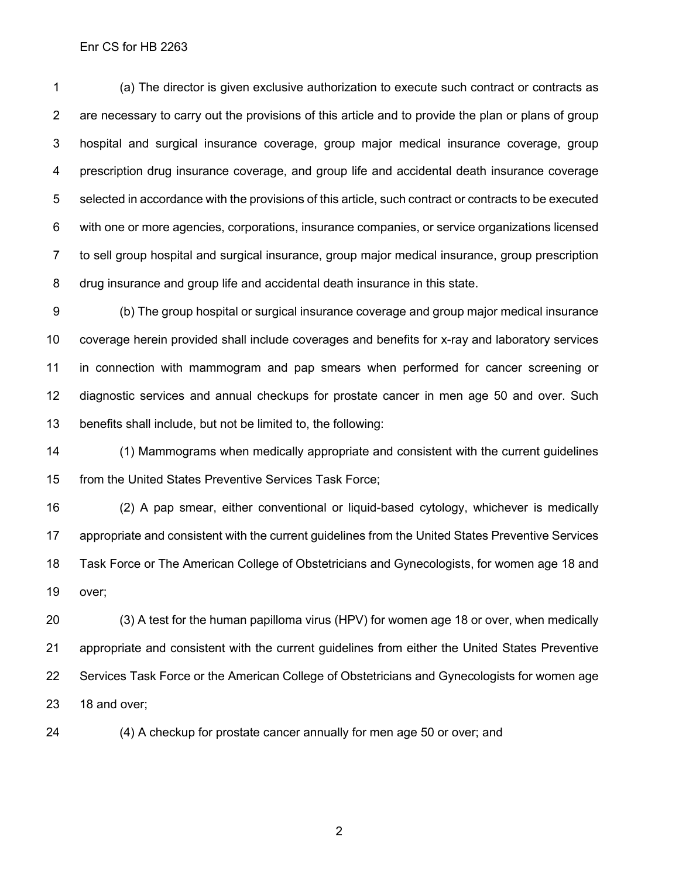(a) The director is given exclusive authorization to execute such contract or contracts as are necessary to carry out the provisions of this article and to provide the plan or plans of group hospital and surgical insurance coverage, group major medical insurance coverage, group prescription drug insurance coverage, and group life and accidental death insurance coverage selected in accordance with the provisions of this article, such contract or contracts to be executed with one or more agencies, corporations, insurance companies, or service organizations licensed to sell group hospital and surgical insurance, group major medical insurance, group prescription drug insurance and group life and accidental death insurance in this state.

(b) The group hospital or surgical insurance coverage and group major medical insurance coverage herein provided shall include coverages and benefits for x-ray and laboratory services in connection with mammogram and pap smears when performed for cancer screening or diagnostic services and annual checkups for prostate cancer in men age 50 and over. Such benefits shall include, but not be limited to, the following:

(1) Mammograms when medically appropriate and consistent with the current guidelines from the United States Preventive Services Task Force;

(2) A pap smear, either conventional or liquid-based cytology, whichever is medically appropriate and consistent with the current guidelines from the United States Preventive Services Task Force or The American College of Obstetricians and Gynecologists, for women age 18 and over;

(3) A test for the human papilloma virus (HPV) for women age 18 or over, when medically appropriate and consistent with the current guidelines from either the United States Preventive Services Task Force or the American College of Obstetricians and Gynecologists for women age 18 and over;

(4) A checkup for prostate cancer annually for men age 50 or over; and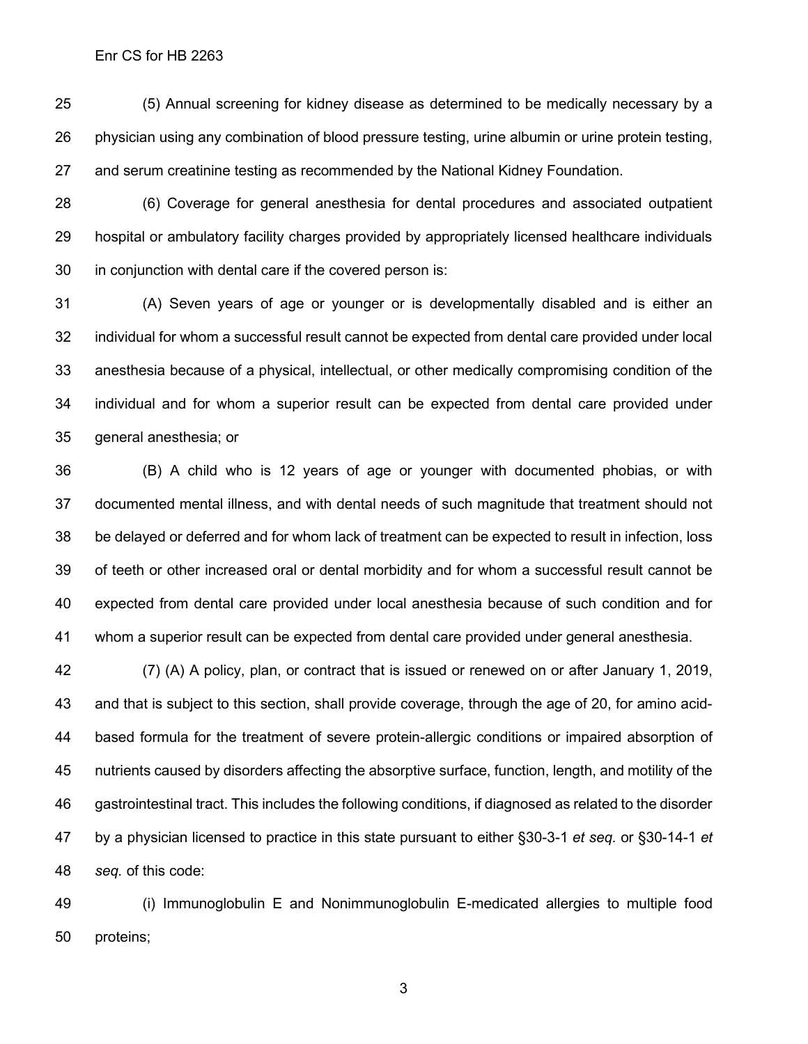(5) Annual screening for kidney disease as determined to be medically necessary by a physician using any combination of blood pressure testing, urine albumin or urine protein testing, and serum creatinine testing as recommended by the National Kidney Foundation.

(6) Coverage for general anesthesia for dental procedures and associated outpatient hospital or ambulatory facility charges provided by appropriately licensed healthcare individuals in conjunction with dental care if the covered person is:

(A) Seven years of age or younger or is developmentally disabled and is either an individual for whom a successful result cannot be expected from dental care provided under local anesthesia because of a physical, intellectual, or other medically compromising condition of the individual and for whom a superior result can be expected from dental care provided under general anesthesia; or

(B) A child who is 12 years of age or younger with documented phobias, or with documented mental illness, and with dental needs of such magnitude that treatment should not be delayed or deferred and for whom lack of treatment can be expected to result in infection, loss of teeth or other increased oral or dental morbidity and for whom a successful result cannot be expected from dental care provided under local anesthesia because of such condition and for whom a superior result can be expected from dental care provided under general anesthesia.

(7) (A) A policy, plan, or contract that is issued or renewed on or after January 1, 2019, and that is subject to this section, shall provide coverage, through the age of 20, for amino acid-based formula for the treatment of severe protein-allergic conditions or impaired absorption of nutrients caused by disorders affecting the absorptive surface, function, length, and motility of the gastrointestinal tract. This includes the following conditions, if diagnosed as related to the disorder by a physician licensed to practice in this state pursuant to either §30-3-1 *et seq.* or §30-14-1 *et seq.* of this code:

(i) Immunoglobulin E and Nonimmunoglobulin E-medicated allergies to multiple food proteins;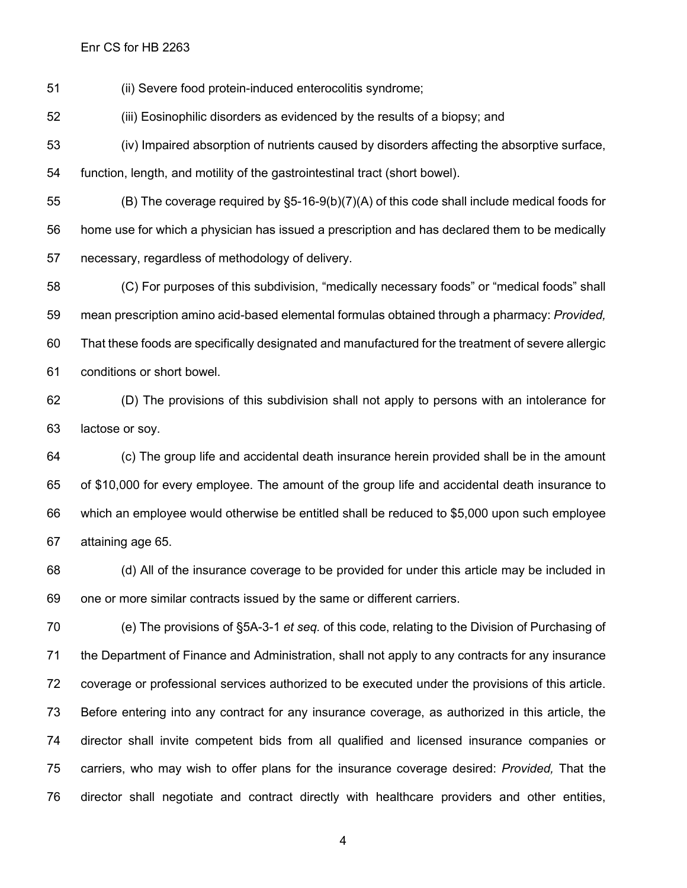(ii) Severe food protein-induced enterocolitis syndrome;

(iii) Eosinophilic disorders as evidenced by the results of a biopsy; and

(iv) Impaired absorption of nutrients caused by disorders affecting the absorptive surface, function, length, and motility of the gastrointestinal tract (short bowel).

(B) The coverage required by §5-16-9(b)(7)(A) of this code shall include medical foods for home use for which a physician has issued a prescription and has declared them to be medically necessary, regardless of methodology of delivery.

(C) For purposes of this subdivision, "medically necessary foods" or "medical foods" shall mean prescription amino acid-based elemental formulas obtained through a pharmacy: *Provided,* That these foods are specifically designated and manufactured for the treatment of severe allergic conditions or short bowel.

(D) The provisions of this subdivision shall not apply to persons with an intolerance for lactose or soy.

(c) The group life and accidental death insurance herein provided shall be in the amount of $10,000 for every employee. The amount of the group life and accidental death insurance to which an employee would otherwise be entitled shall be reduced to $5,000 upon such employee attaining age 65.

(d) All of the insurance coverage to be provided for under this article may be included in one or more similar contracts issued by the same or different carriers.

(e) The provisions of §5A-3-1 *et seq.* of this code, relating to the Division of Purchasing of the Department of Finance and Administration, shall not apply to any contracts for any insurance coverage or professional services authorized to be executed under the provisions of this article. Before entering into any contract for any insurance coverage, as authorized in this article, the director shall invite competent bids from all qualified and licensed insurance companies or carriers, who may wish to offer plans for the insurance coverage desired: *Provided,* That the director shall negotiate and contract directly with healthcare providers and other entities,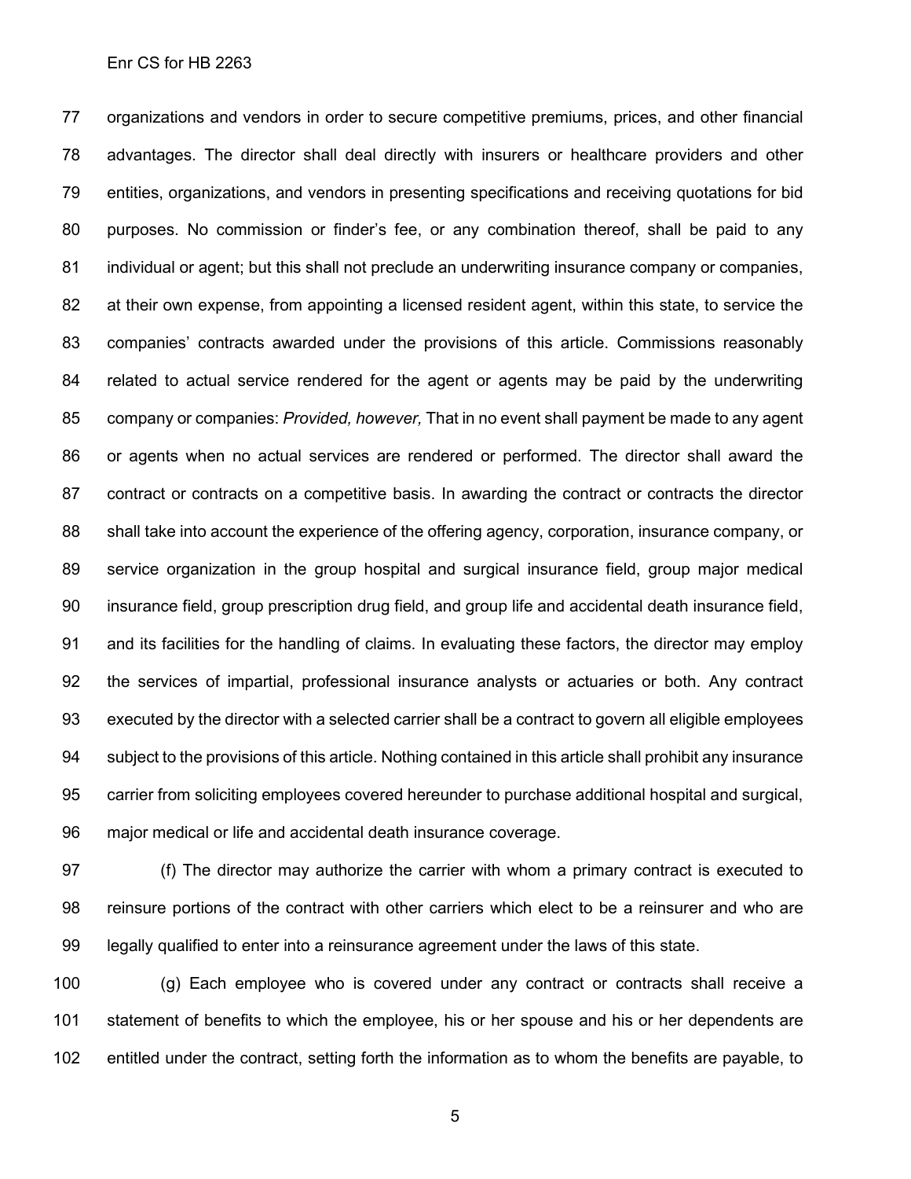organizations and vendors in order to secure competitive premiums, prices, and other financial advantages. The director shall deal directly with insurers or healthcare providers and other entities, organizations, and vendors in presenting specifications and receiving quotations for bid purposes. No commission or finder's fee, or any combination thereof, shall be paid to any individual or agent; but this shall not preclude an underwriting insurance company or companies, at their own expense, from appointing a licensed resident agent, within this state, to service the companies' contracts awarded under the provisions of this article. Commissions reasonably related to actual service rendered for the agent or agents may be paid by the underwriting company or companies: *Provided, however,* That in no event shall payment be made to any agent or agents when no actual services are rendered or performed. The director shall award the contract or contracts on a competitive basis. In awarding the contract or contracts the director shall take into account the experience of the offering agency, corporation, insurance company, or service organization in the group hospital and surgical insurance field, group major medical insurance field, group prescription drug field, and group life and accidental death insurance field, and its facilities for the handling of claims. In evaluating these factors, the director may employ the services of impartial, professional insurance analysts or actuaries or both. Any contract executed by the director with a selected carrier shall be a contract to govern all eligible employees subject to the provisions of this article. Nothing contained in this article shall prohibit any insurance carrier from soliciting employees covered hereunder to purchase additional hospital and surgical, major medical or life and accidental death insurance coverage.

(f) The director may authorize the carrier with whom a primary contract is executed to reinsure portions of the contract with other carriers which elect to be a reinsurer and who are legally qualified to enter into a reinsurance agreement under the laws of this state.

(g) Each employee who is covered under any contract or contracts shall receive a statement of benefits to which the employee, his or her spouse and his or her dependents are entitled under the contract, setting forth the information as to whom the benefits are payable, to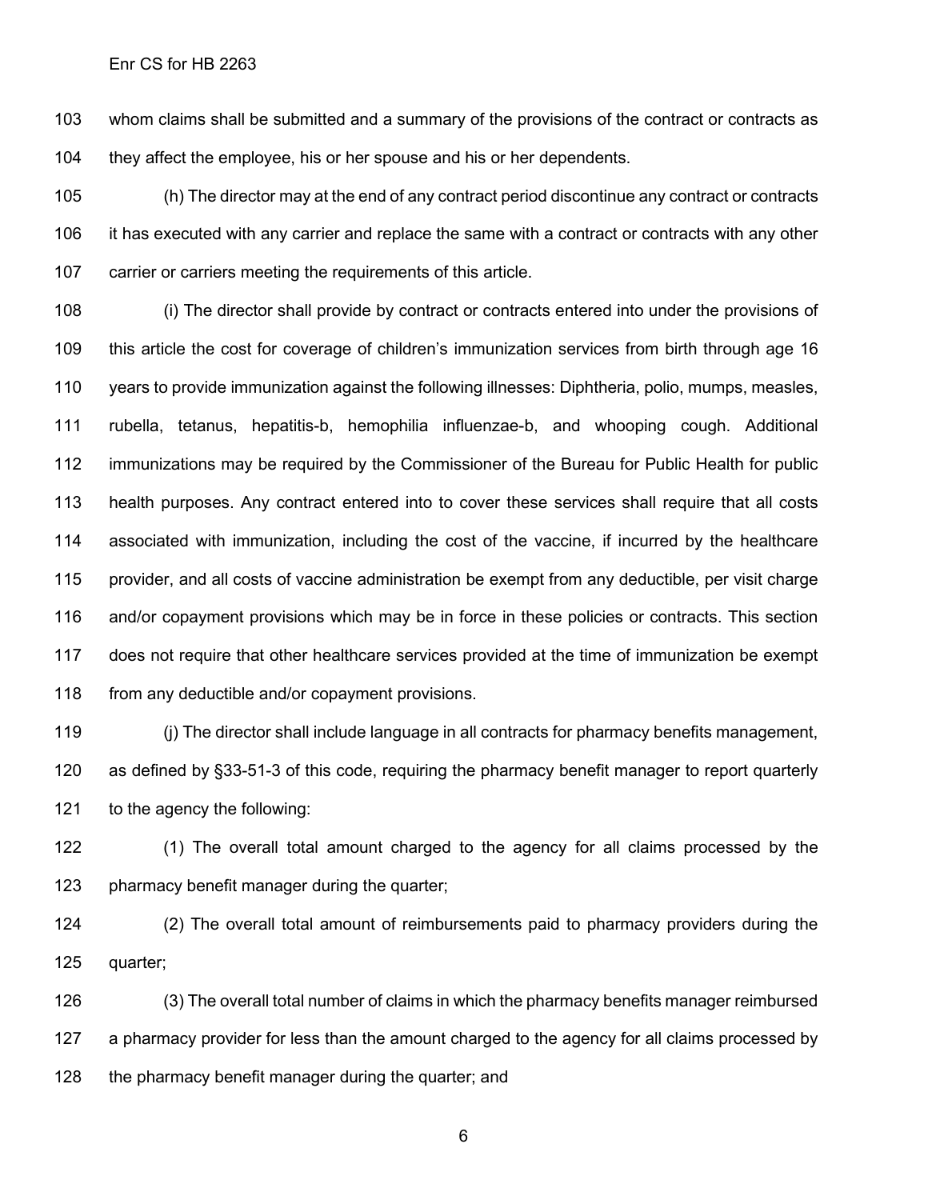whom claims shall be submitted and a summary of the provisions of the contract or contracts as they affect the employee, his or her spouse and his or her dependents.

(h) The director may at the end of any contract period discontinue any contract or contracts it has executed with any carrier and replace the same with a contract or contracts with any other carrier or carriers meeting the requirements of this article.

(i) The director shall provide by contract or contracts entered into under the provisions of this article the cost for coverage of children's immunization services from birth through age 16 years to provide immunization against the following illnesses: Diphtheria, polio, mumps, measles, rubella, tetanus, hepatitis-b, hemophilia influenzae-b, and whooping cough. Additional immunizations may be required by the Commissioner of the Bureau for Public Health for public health purposes. Any contract entered into to cover these services shall require that all costs associated with immunization, including the cost of the vaccine, if incurred by the healthcare provider, and all costs of vaccine administration be exempt from any deductible, per visit charge and/or copayment provisions which may be in force in these policies or contracts. This section does not require that other healthcare services provided at the time of immunization be exempt from any deductible and/or copayment provisions.

(j) The director shall include language in all contracts for pharmacy benefits management, as defined by §33-51-3 of this code, requiring the pharmacy benefit manager to report quarterly to the agency the following:

(1) The overall total amount charged to the agency for all claims processed by the pharmacy benefit manager during the quarter;

(2) The overall total amount of reimbursements paid to pharmacy providers during the quarter;

(3) The overall total number of claims in which the pharmacy benefits manager reimbursed a pharmacy provider for less than the amount charged to the agency for all claims processed by the pharmacy benefit manager during the quarter; and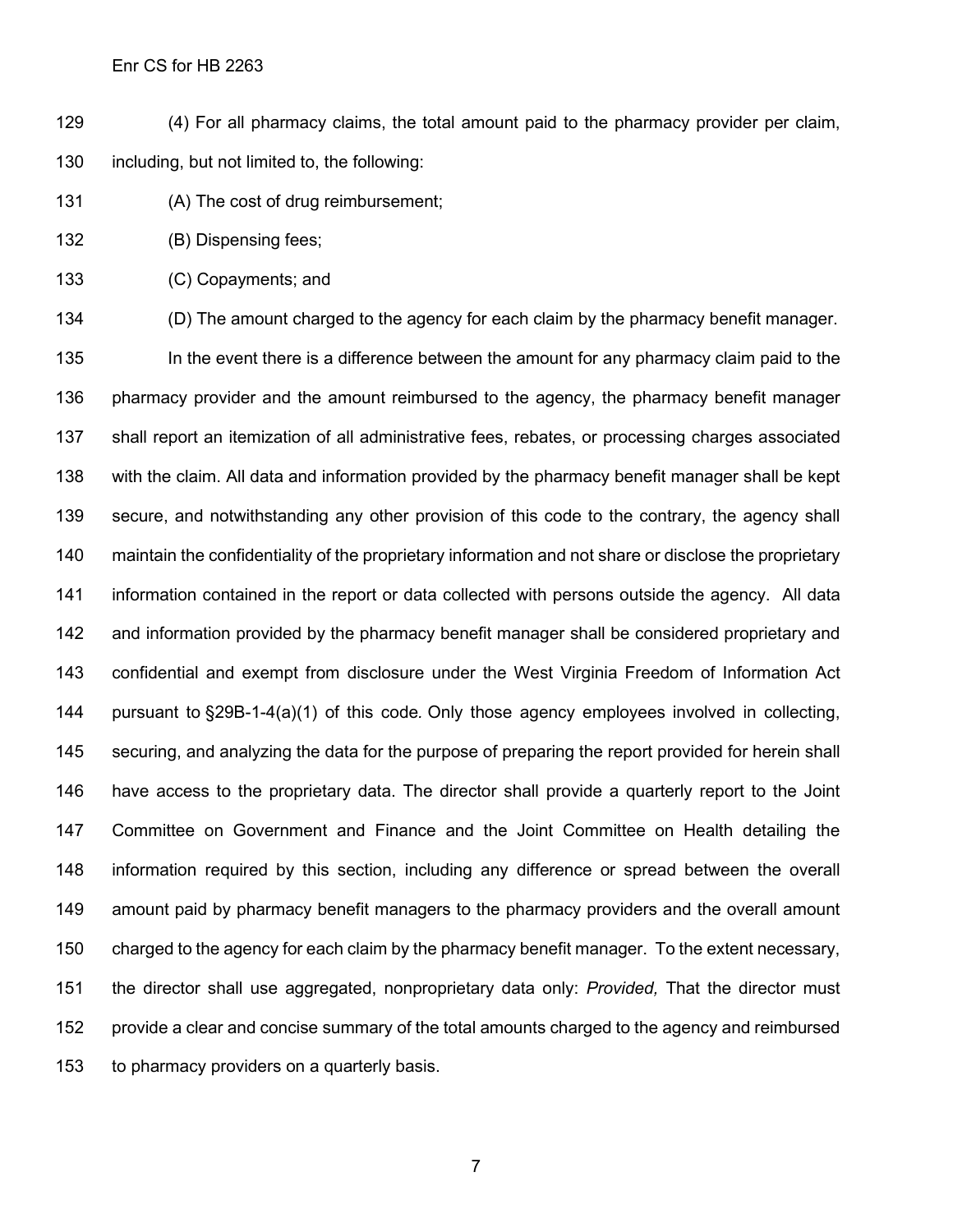(4) For all pharmacy claims, the total amount paid to the pharmacy provider per claim, including, but not limited to, the following:

(A) The cost of drug reimbursement;

(B) Dispensing fees;

(C) Copayments; and

(D) The amount charged to the agency for each claim by the pharmacy benefit manager.

In the event there is a difference between the amount for any pharmacy claim paid to the pharmacy provider and the amount reimbursed to the agency, the pharmacy benefit manager shall report an itemization of all administrative fees, rebates, or processing charges associated with the claim. All data and information provided by the pharmacy benefit manager shall be kept secure, and notwithstanding any other provision of this code to the contrary, the agency shall maintain the confidentiality of the proprietary information and not share or disclose the proprietary information contained in the report or data collected with persons outside the agency. All data and information provided by the pharmacy benefit manager shall be considered proprietary and confidential and exempt from disclosure under the West Virginia Freedom of Information Act pursuant to §29B-1-4(a)(1) of this code. Only those agency employees involved in collecting, securing, and analyzing the data for the purpose of preparing the report provided for herein shall have access to the proprietary data. The director shall provide a quarterly report to the Joint Committee on Government and Finance and the Joint Committee on Health detailing the information required by this section, including any difference or spread between the overall amount paid by pharmacy benefit managers to the pharmacy providers and the overall amount charged to the agency for each claim by the pharmacy benefit manager. To the extent necessary, the director shall use aggregated, nonproprietary data only: *Provided,* That the director must provide a clear and concise summary of the total amounts charged to the agency and reimbursed to pharmacy providers on a quarterly basis.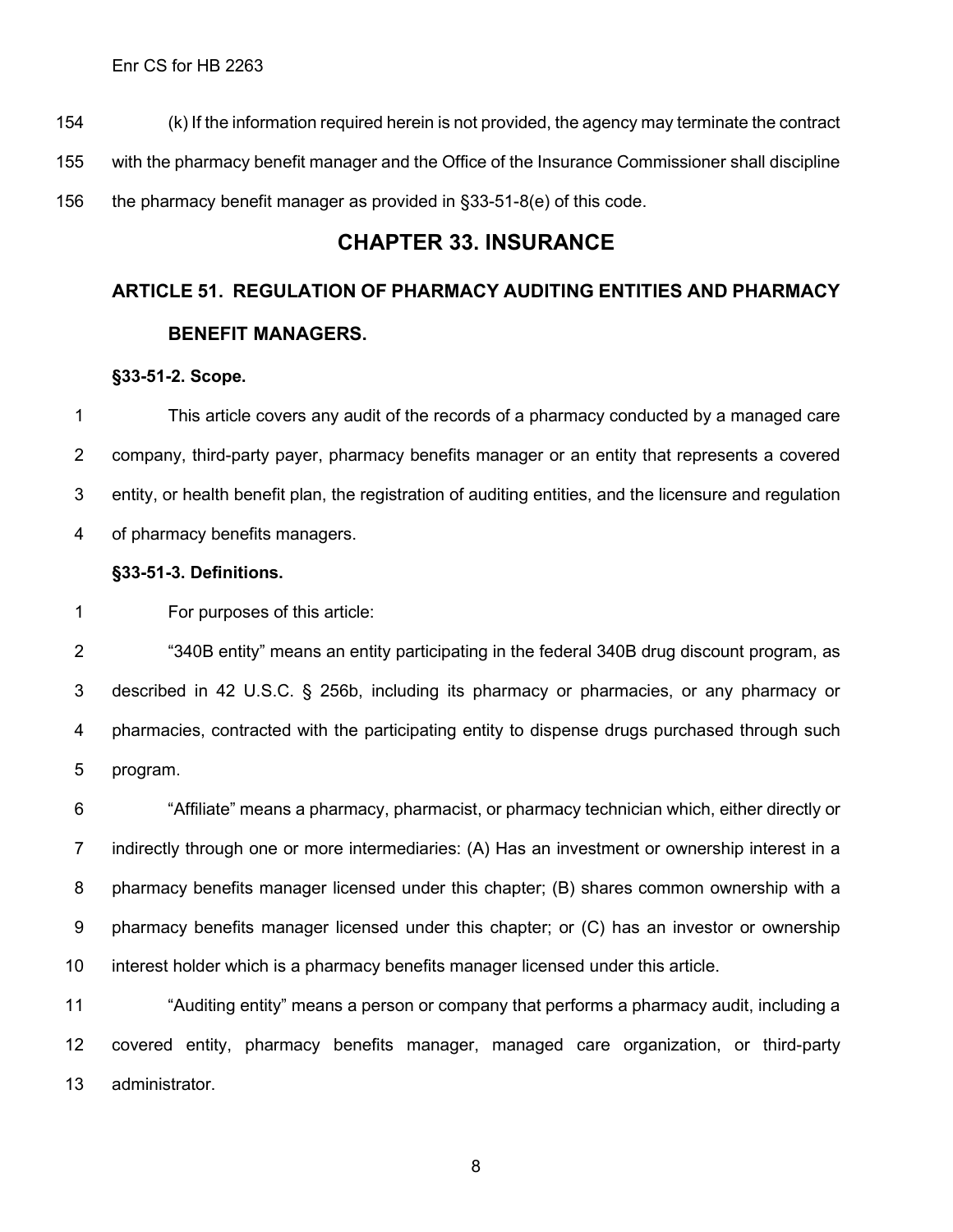(k) If the information required herein is not provided, the agency may terminate the contract with the pharmacy benefit manager and the Office of the Insurance Commissioner shall discipline the pharmacy benefit manager as provided in §33-51-8(e) of this code.

# CHAPTER 33. INSURANCE

## ARTICLE 51. REGULATION OF PHARMACY AUDITING ENTITIES AND PHARMACY BENEFIT MANAGERS.

### §33-51-2. Scope.

This article covers any audit of the records of a pharmacy conducted by a managed care company, third-party payer, pharmacy benefits manager or an entity that represents a covered entity, or health benefit plan, the registration of auditing entities, and the licensure and regulation of pharmacy benefits managers.

### §33-51-3. Definitions.

For purposes of this article:

"340B entity" means an entity participating in the federal 340B drug discount program, as described in 42 U.S.C. § 256b, including its pharmacy or pharmacies, or any pharmacy or pharmacies, contracted with the participating entity to dispense drugs purchased through such program.

"Affiliate" means a pharmacy, pharmacist, or pharmacy technician which, either directly or indirectly through one or more intermediaries: (A) Has an investment or ownership interest in a pharmacy benefits manager licensed under this chapter; (B) shares common ownership with a pharmacy benefits manager licensed under this chapter; or (C) has an investor or ownership interest holder which is a pharmacy benefits manager licensed under this article.

"Auditing entity" means a person or company that performs a pharmacy audit, including a covered entity, pharmacy benefits manager, managed care organization, or third-party administrator.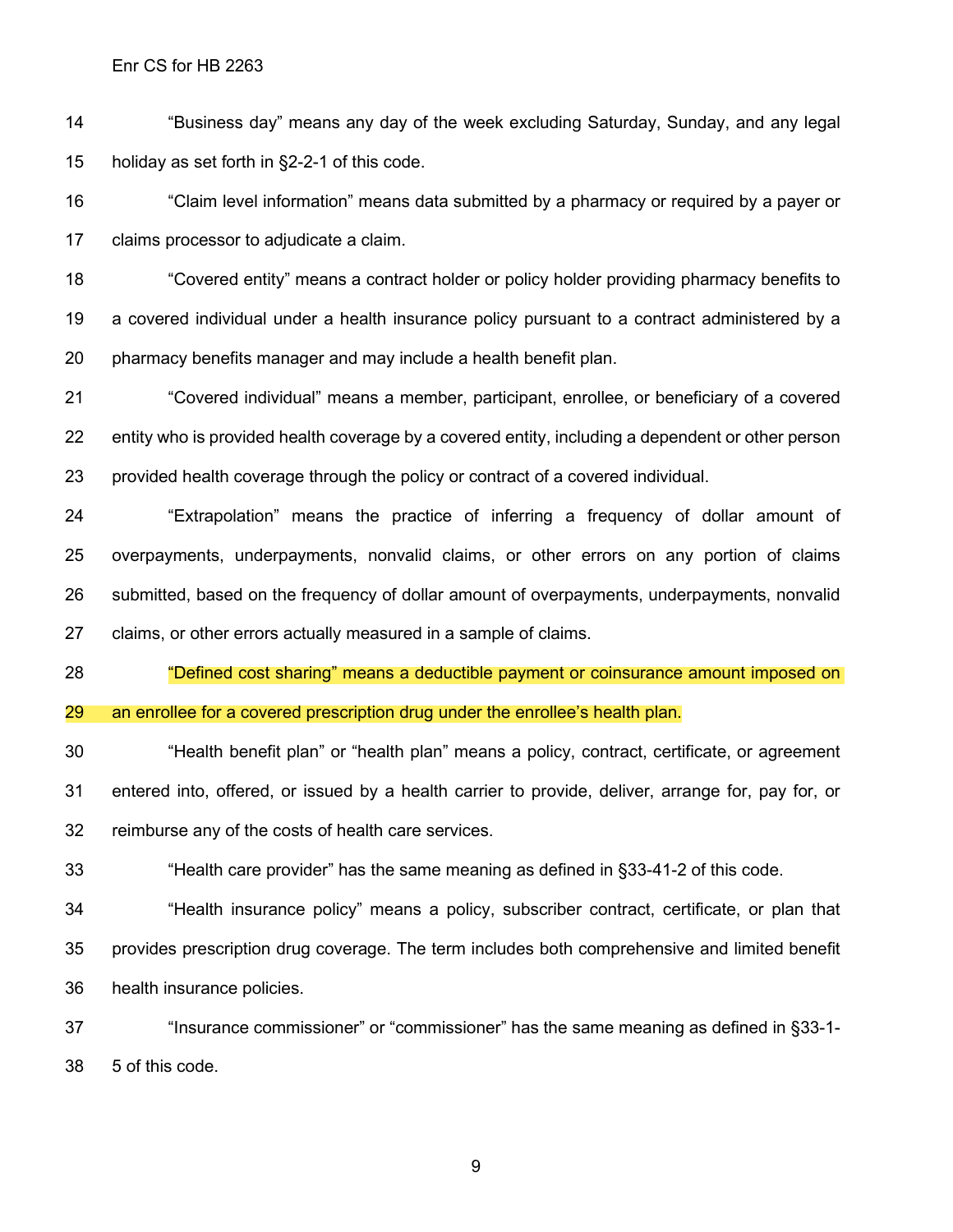"Business day" means any day of the week excluding Saturday, Sunday, and any legal holiday as set forth in §2-2-1 of this code.

"Claim level information" means data submitted by a pharmacy or required by a payer or claims processor to adjudicate a claim.

"Covered entity" means a contract holder or policy holder providing pharmacy benefits to a covered individual under a health insurance policy pursuant to a contract administered by a pharmacy benefits manager and may include a health benefit plan.

"Covered individual" means a member, participant, enrollee, or beneficiary of a covered entity who is provided health coverage by a covered entity, including a dependent or other person provided health coverage through the policy or contract of a covered individual.

"Extrapolation" means the practice of inferring a frequency of dollar amount of overpayments, underpayments, nonvalid claims, or other errors on any portion of claims submitted, based on the frequency of dollar amount of overpayments, underpayments, nonvalid claims, or other errors actually measured in a sample of claims.

"Defined cost sharing" means a deductible payment or coinsurance amount imposed on an enrollee for a covered prescription drug under the enrollee's health plan.

"Health benefit plan" or "health plan" means a policy, contract, certificate, or agreement entered into, offered, or issued by a health carrier to provide, deliver, arrange for, pay for, or reimburse any of the costs of health care services.

"Health care provider" has the same meaning as defined in §33-41-2 of this code.

"Health insurance policy" means a policy, subscriber contract, certificate, or plan that provides prescription drug coverage. The term includes both comprehensive and limited benefit health insurance policies.

"Insurance commissioner" or "commissioner" has the same meaning as defined in §33-1-5 of this code.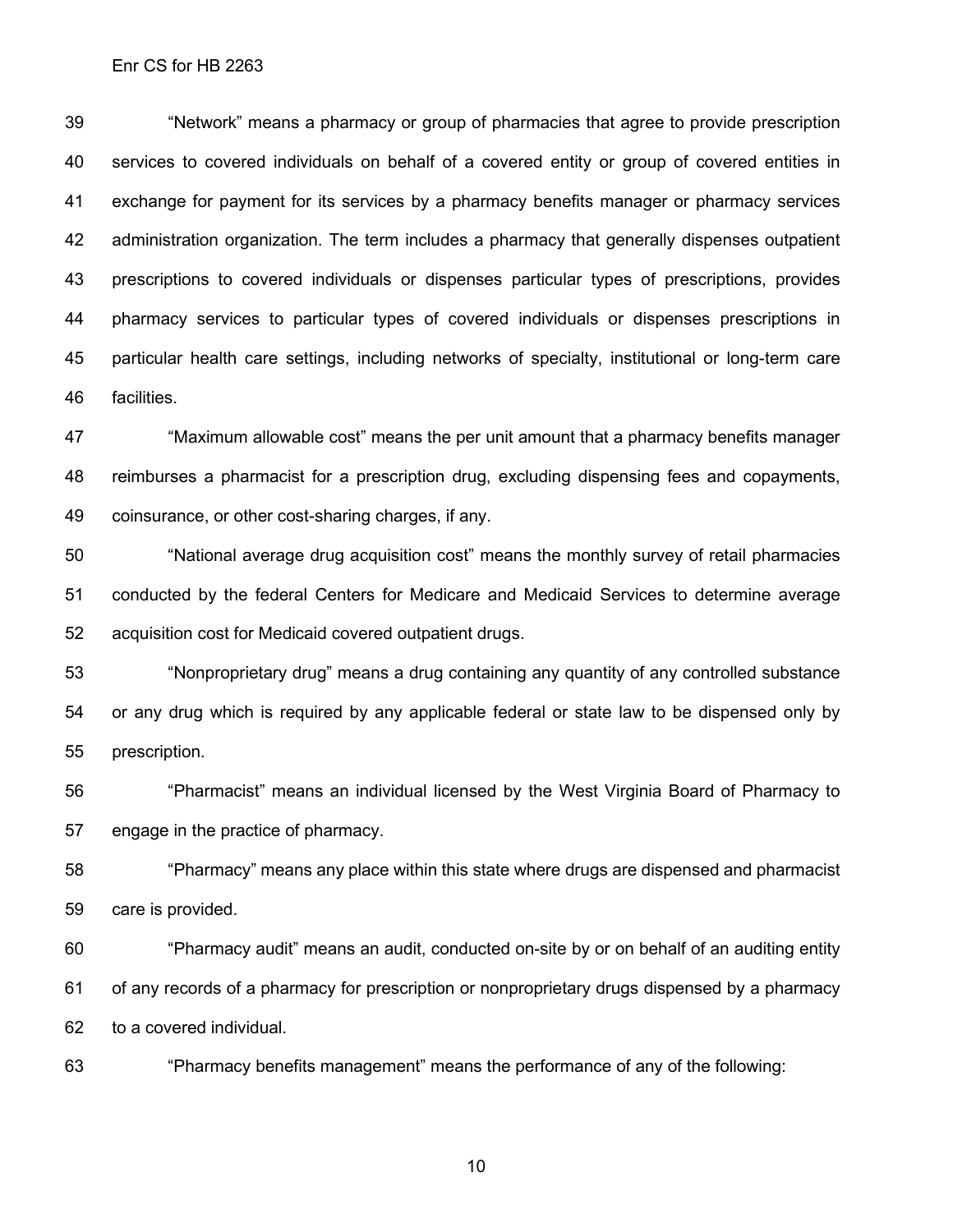"Network" means a pharmacy or group of pharmacies that agree to provide prescription services to covered individuals on behalf of a covered entity or group of covered entities in exchange for payment for its services by a pharmacy benefits manager or pharmacy services administration organization. The term includes a pharmacy that generally dispenses outpatient prescriptions to covered individuals or dispenses particular types of prescriptions, provides pharmacy services to particular types of covered individuals or dispenses prescriptions in particular health care settings, including networks of specialty, institutional or long-term care facilities.

"Maximum allowable cost" means the per unit amount that a pharmacy benefits manager reimburses a pharmacist for a prescription drug, excluding dispensing fees and copayments, coinsurance, or other cost-sharing charges, if any.

"National average drug acquisition cost" means the monthly survey of retail pharmacies conducted by the federal Centers for Medicare and Medicaid Services to determine average acquisition cost for Medicaid covered outpatient drugs.

"Nonproprietary drug" means a drug containing any quantity of any controlled substance or any drug which is required by any applicable federal or state law to be dispensed only by prescription.

"Pharmacist" means an individual licensed by the West Virginia Board of Pharmacy to engage in the practice of pharmacy.

"Pharmacy" means any place within this state where drugs are dispensed and pharmacist care is provided.

"Pharmacy audit" means an audit, conducted on-site by or on behalf of an auditing entity of any records of a pharmacy for prescription or nonproprietary drugs dispensed by a pharmacy to a covered individual.

"Pharmacy benefits management" means the performance of any of the following: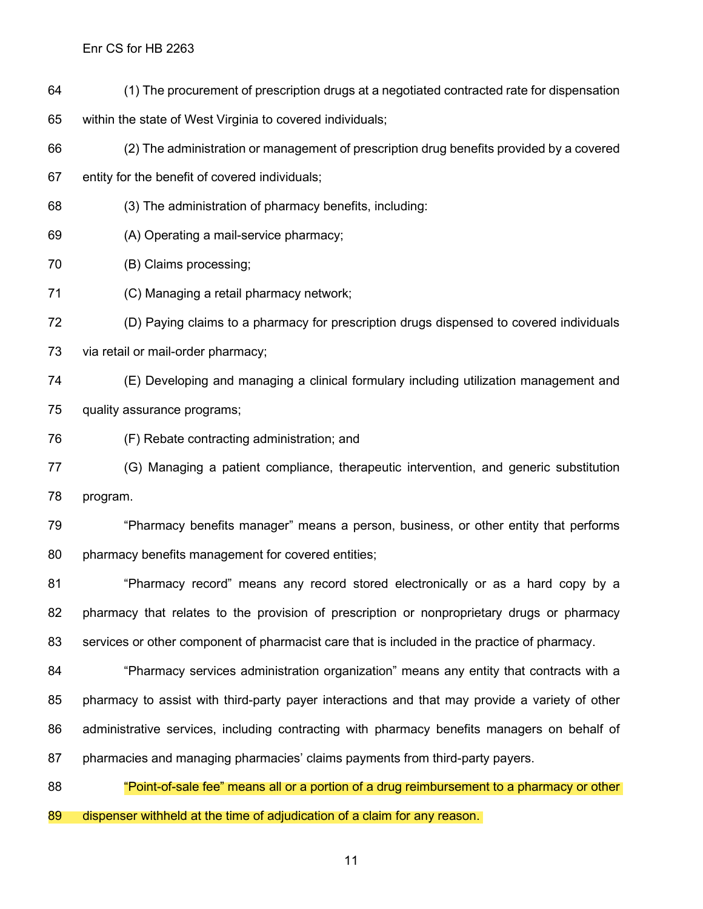(1) The procurement of prescription drugs at a negotiated contracted rate for dispensation within the state of West Virginia to covered individuals;

(2) The administration or management of prescription drug benefits provided by a covered entity for the benefit of covered individuals;

(3) The administration of pharmacy benefits, including:

(A) Operating a mail-service pharmacy;

(B) Claims processing;

(C) Managing a retail pharmacy network;

(D) Paying claims to a pharmacy for prescription drugs dispensed to covered individuals via retail or mail-order pharmacy;

(E) Developing and managing a clinical formulary including utilization management and quality assurance programs;

(F) Rebate contracting administration; and

(G) Managing a patient compliance, therapeutic intervention, and generic substitution program.

"Pharmacy benefits manager" means a person, business, or other entity that performs pharmacy benefits management for covered entities;

"Pharmacy record" means any record stored electronically or as a hard copy by a pharmacy that relates to the provision of prescription or nonproprietary drugs or pharmacy services or other component of pharmacist care that is included in the practice of pharmacy.

"Pharmacy services administration organization" means any entity that contracts with a pharmacy to assist with third-party payer interactions and that may provide a variety of other administrative services, including contracting with pharmacy benefits managers on behalf of pharmacies and managing pharmacies' claims payments from third-party payers.

"Point-of-sale fee" means all or a portion of a drug reimbursement to a pharmacy or other dispenser withheld at the time of adjudication of a claim for any reason.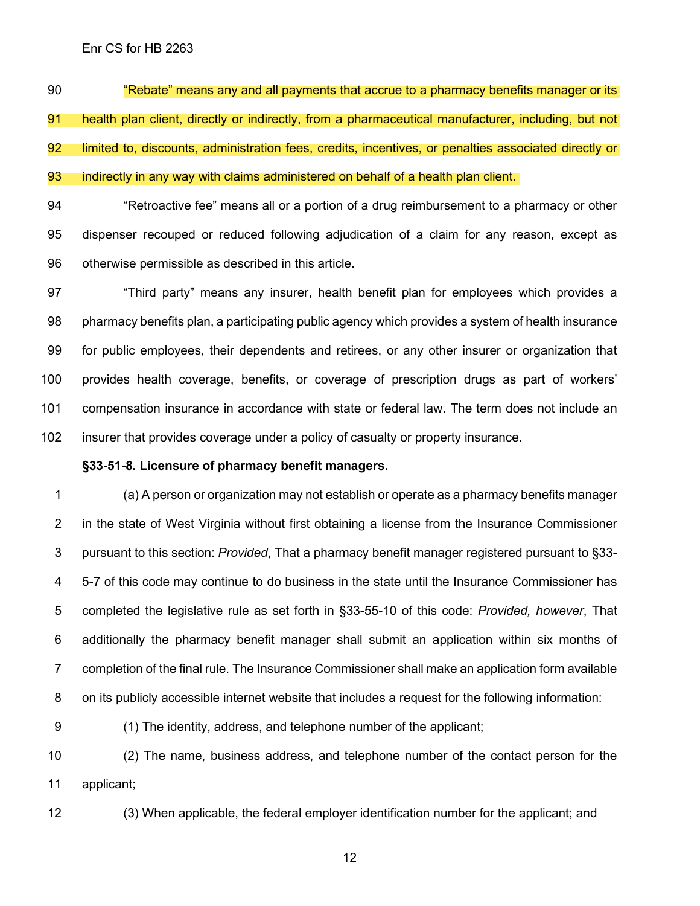"Rebate" means any and all payments that accrue to a pharmacy benefits manager or its health plan client, directly or indirectly, from a pharmaceutical manufacturer, including, but not limited to, discounts, administration fees, credits, incentives, or penalties associated directly or indirectly in any way with claims administered on behalf of a health plan client.

"Retroactive fee" means all or a portion of a drug reimbursement to a pharmacy or other dispenser recouped or reduced following adjudication of a claim for any reason, except as otherwise permissible as described in this article.

"Third party" means any insurer, health benefit plan for employees which provides a pharmacy benefits plan, a participating public agency which provides a system of health insurance for public employees, their dependents and retirees, or any other insurer or organization that provides health coverage, benefits, or coverage of prescription drugs as part of workers' compensation insurance in accordance with state or federal law. The term does not include an insurer that provides coverage under a policy of casualty or property insurance.

**§33-51-8. Licensure of pharmacy benefit managers.**

(a) A person or organization may not establish or operate as a pharmacy benefits manager in the state of West Virginia without first obtaining a license from the Insurance Commissioner pursuant to this section: *Provided*, That a pharmacy benefit manager registered pursuant to §33-5-7 of this code may continue to do business in the state until the Insurance Commissioner has completed the legislative rule as set forth in §33-55-10 of this code: *Provided, however*, That additionally the pharmacy benefit manager shall submit an application within six months of completion of the final rule. The Insurance Commissioner shall make an application form available on its publicly accessible internet website that includes a request for the following information:

(1) The identity, address, and telephone number of the applicant;

(2) The name, business address, and telephone number of the contact person for the applicant;

(3) When applicable, the federal employer identification number for the applicant; and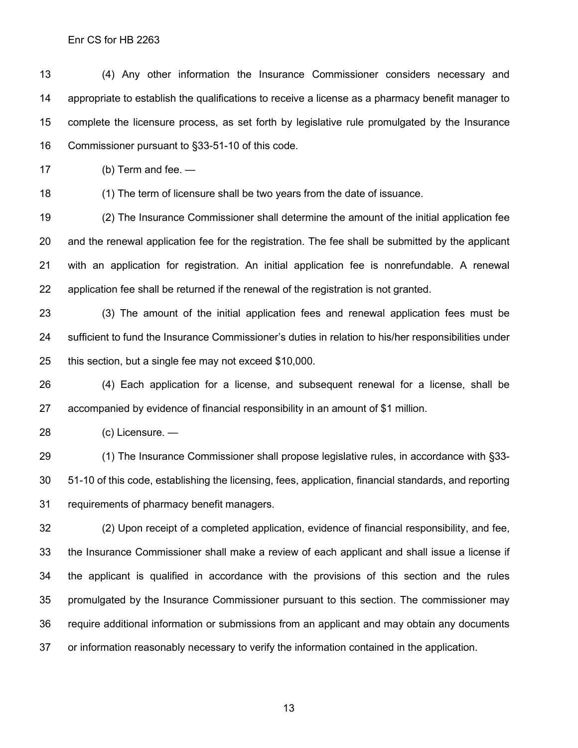(4) Any other information the Insurance Commissioner considers necessary and appropriate to establish the qualifications to receive a license as a pharmacy benefit manager to complete the licensure process, as set forth by legislative rule promulgated by the Insurance Commissioner pursuant to §33-51-10 of this code.

(b) Term and fee. —

(1) The term of licensure shall be two years from the date of issuance.

(2) The Insurance Commissioner shall determine the amount of the initial application fee and the renewal application fee for the registration. The fee shall be submitted by the applicant with an application for registration. An initial application fee is nonrefundable. A renewal application fee shall be returned if the renewal of the registration is not granted.

(3) The amount of the initial application fees and renewal application fees must be sufficient to fund the Insurance Commissioner's duties in relation to his/her responsibilities under this section, but a single fee may not exceed $10,000.

(4) Each application for a license, and subsequent renewal for a license, shall be accompanied by evidence of financial responsibility in an amount of $1 million.

(c) Licensure. —

(1) The Insurance Commissioner shall propose legislative rules, in accordance with §33-51-10 of this code, establishing the licensing, fees, application, financial standards, and reporting requirements of pharmacy benefit managers.

(2) Upon receipt of a completed application, evidence of financial responsibility, and fee, the Insurance Commissioner shall make a review of each applicant and shall issue a license if the applicant is qualified in accordance with the provisions of this section and the rules promulgated by the Insurance Commissioner pursuant to this section. The commissioner may require additional information or submissions from an applicant and may obtain any documents or information reasonably necessary to verify the information contained in the application.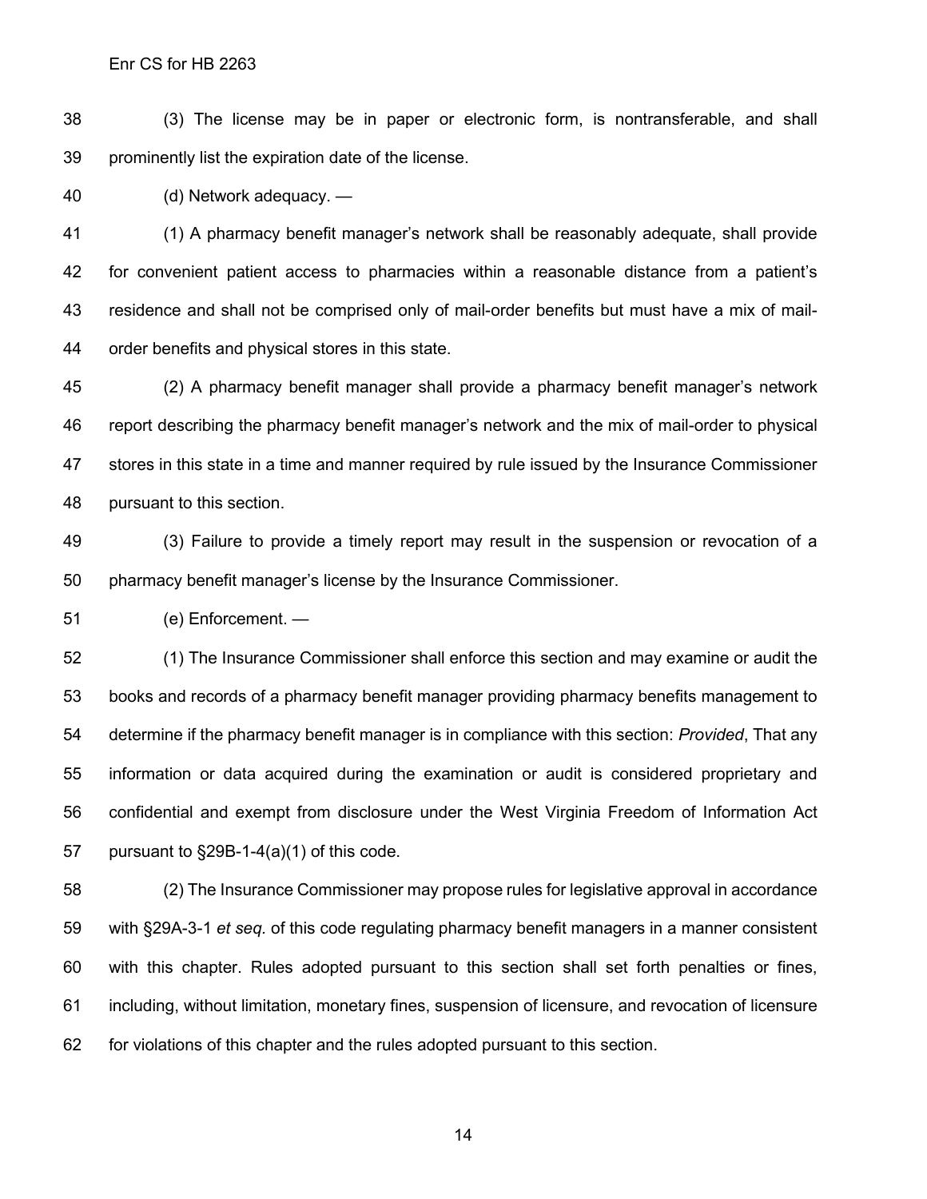(3) The license may be in paper or electronic form, is nontransferable, and shall prominently list the expiration date of the license.

(d) Network adequacy. —

(1) A pharmacy benefit manager's network shall be reasonably adequate, shall provide for convenient patient access to pharmacies within a reasonable distance from a patient's residence and shall not be comprised only of mail-order benefits but must have a mix of mail-order benefits and physical stores in this state.

(2) A pharmacy benefit manager shall provide a pharmacy benefit manager's network report describing the pharmacy benefit manager's network and the mix of mail-order to physical stores in this state in a time and manner required by rule issued by the Insurance Commissioner pursuant to this section.

(3) Failure to provide a timely report may result in the suspension or revocation of a pharmacy benefit manager's license by the Insurance Commissioner.

(e) Enforcement. —

(1) The Insurance Commissioner shall enforce this section and may examine or audit the books and records of a pharmacy benefit manager providing pharmacy benefits management to determine if the pharmacy benefit manager is in compliance with this section: *Provided*, That any information or data acquired during the examination or audit is considered proprietary and confidential and exempt from disclosure under the West Virginia Freedom of Information Act pursuant to §29B-1-4(a)(1) of this code.

(2) The Insurance Commissioner may propose rules for legislative approval in accordance with §29A-3-1 *et seq.* of this code regulating pharmacy benefit managers in a manner consistent with this chapter. Rules adopted pursuant to this section shall set forth penalties or fines, including, without limitation, monetary fines, suspension of licensure, and revocation of licensure for violations of this chapter and the rules adopted pursuant to this section.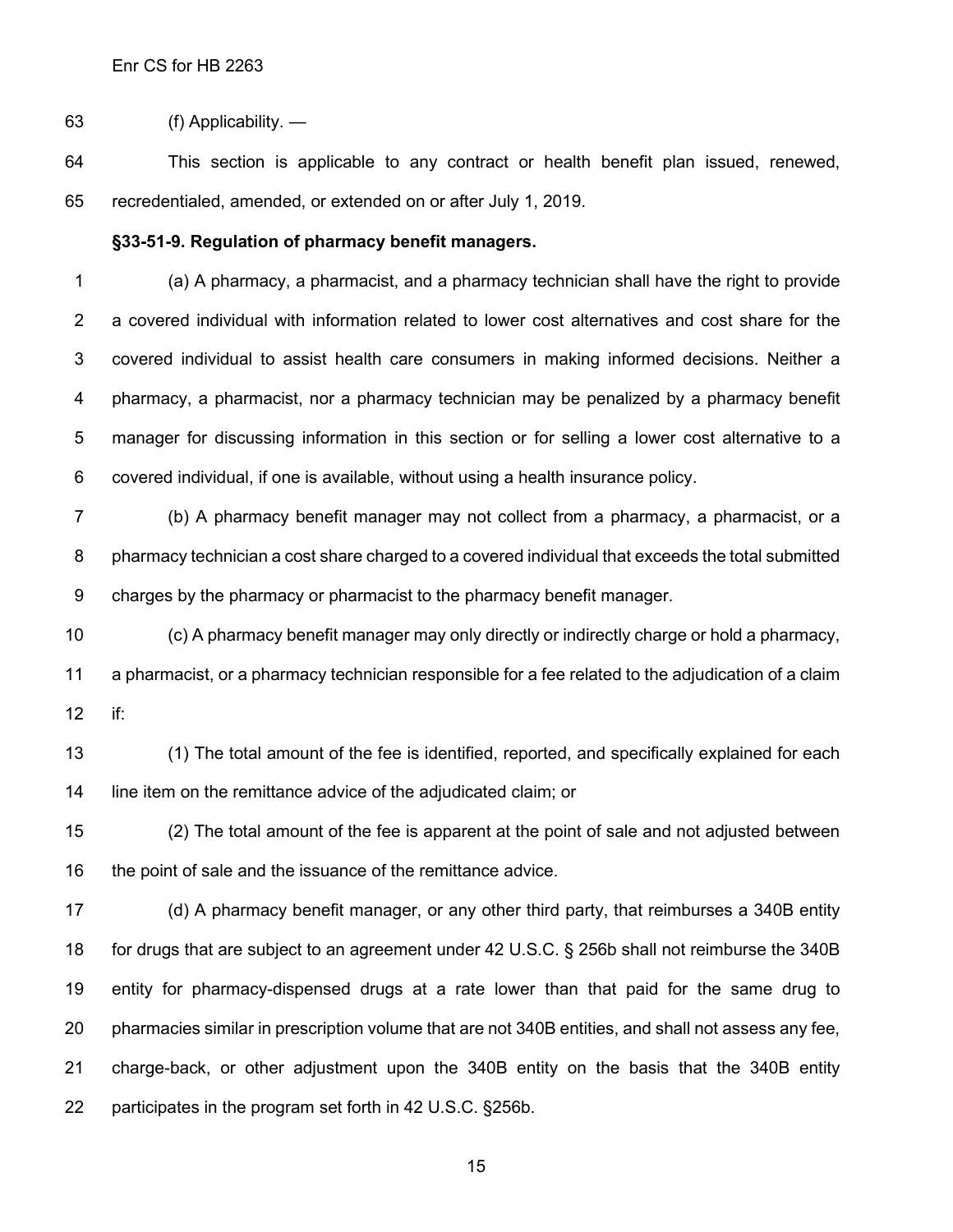(f) Applicability. —

This section is applicable to any contract or health benefit plan issued, renewed, recredentialed, amended, or extended on or after July 1, 2019.

**§33-51-9. Regulation of pharmacy benefit managers.**

(a) A pharmacy, a pharmacist, and a pharmacy technician shall have the right to provide a covered individual with information related to lower cost alternatives and cost share for the covered individual to assist health care consumers in making informed decisions. Neither a pharmacy, a pharmacist, nor a pharmacy technician may be penalized by a pharmacy benefit manager for discussing information in this section or for selling a lower cost alternative to a covered individual, if one is available, without using a health insurance policy.

(b) A pharmacy benefit manager may not collect from a pharmacy, a pharmacist, or a pharmacy technician a cost share charged to a covered individual that exceeds the total submitted charges by the pharmacy or pharmacist to the pharmacy benefit manager.

(c) A pharmacy benefit manager may only directly or indirectly charge or hold a pharmacy, a pharmacist, or a pharmacy technician responsible for a fee related to the adjudication of a claim if:

(1) The total amount of the fee is identified, reported, and specifically explained for each line item on the remittance advice of the adjudicated claim; or

(2) The total amount of the fee is apparent at the point of sale and not adjusted between the point of sale and the issuance of the remittance advice.

(d) A pharmacy benefit manager, or any other third party, that reimburses a 340B entity for drugs that are subject to an agreement under 42 U.S.C. § 256b shall not reimburse the 340B entity for pharmacy-dispensed drugs at a rate lower than that paid for the same drug to pharmacies similar in prescription volume that are not 340B entities, and shall not assess any fee, charge-back, or other adjustment upon the 340B entity on the basis that the 340B entity participates in the program set forth in 42 U.S.C. §256b.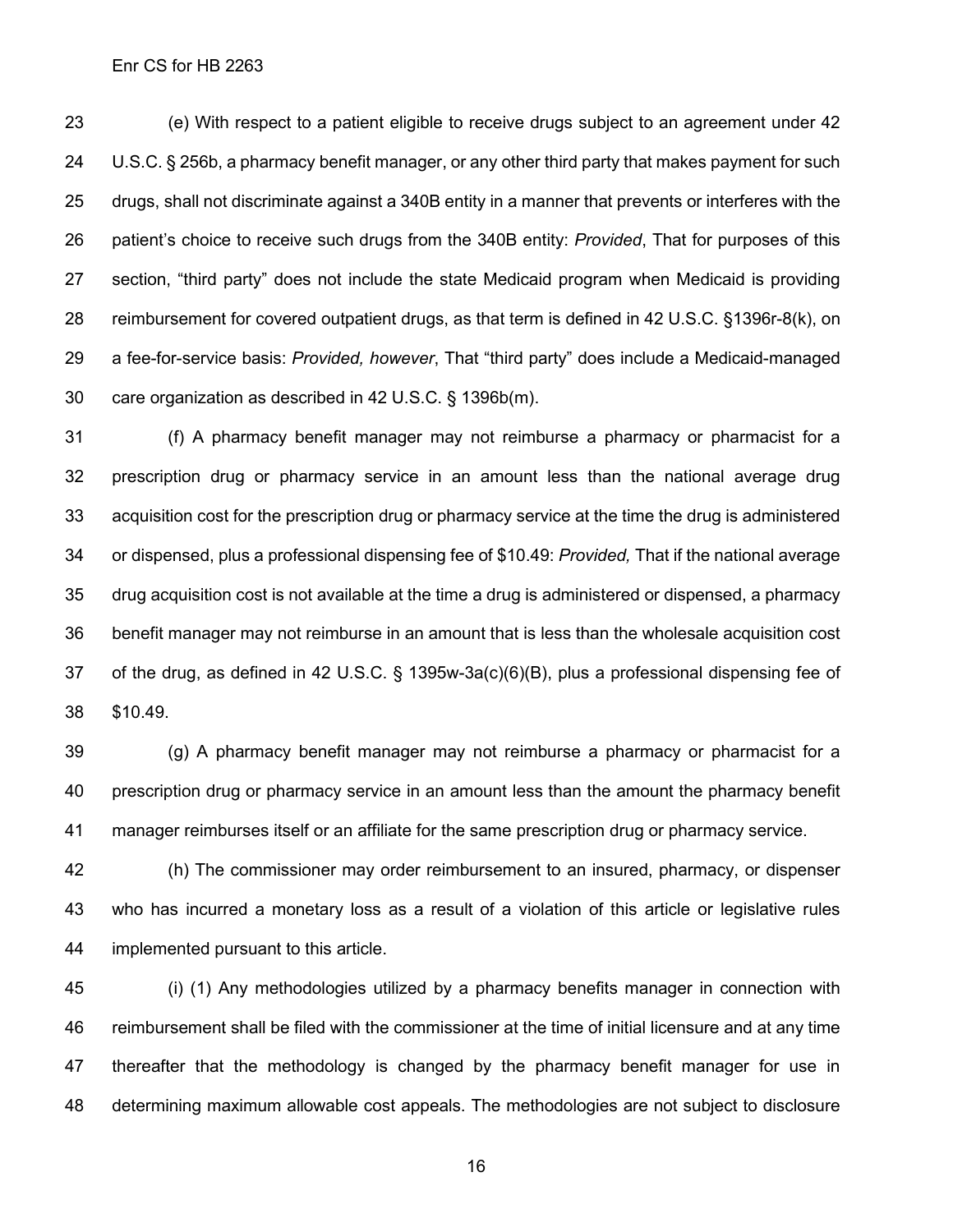(e) With respect to a patient eligible to receive drugs subject to an agreement under 42 U.S.C. § 256b, a pharmacy benefit manager, or any other third party that makes payment for such drugs, shall not discriminate against a 340B entity in a manner that prevents or interferes with the patient's choice to receive such drugs from the 340B entity: *Provided*, That for purposes of this section, "third party" does not include the state Medicaid program when Medicaid is providing reimbursement for covered outpatient drugs, as that term is defined in 42 U.S.C. §1396r-8(k), on a fee-for-service basis: *Provided, however*, That "third party" does include a Medicaid-managed care organization as described in 42 U.S.C. § 1396b(m).

(f) A pharmacy benefit manager may not reimburse a pharmacy or pharmacist for a prescription drug or pharmacy service in an amount less than the national average drug acquisition cost for the prescription drug or pharmacy service at the time the drug is administered or dispensed, plus a professional dispensing fee of $10.49: *Provided,* That if the national average drug acquisition cost is not available at the time a drug is administered or dispensed, a pharmacy benefit manager may not reimburse in an amount that is less than the wholesale acquisition cost of the drug, as defined in 42 U.S.C. § 1395w-3a(c)(6)(B), plus a professional dispensing fee of $10.49.

(g) A pharmacy benefit manager may not reimburse a pharmacy or pharmacist for a prescription drug or pharmacy service in an amount less than the amount the pharmacy benefit manager reimburses itself or an affiliate for the same prescription drug or pharmacy service.

(h) The commissioner may order reimbursement to an insured, pharmacy, or dispenser who has incurred a monetary loss as a result of a violation of this article or legislative rules implemented pursuant to this article.

(i) (1) Any methodologies utilized by a pharmacy benefits manager in connection with reimbursement shall be filed with the commissioner at the time of initial licensure and at any time thereafter that the methodology is changed by the pharmacy benefit manager for use in determining maximum allowable cost appeals. The methodologies are not subject to disclosure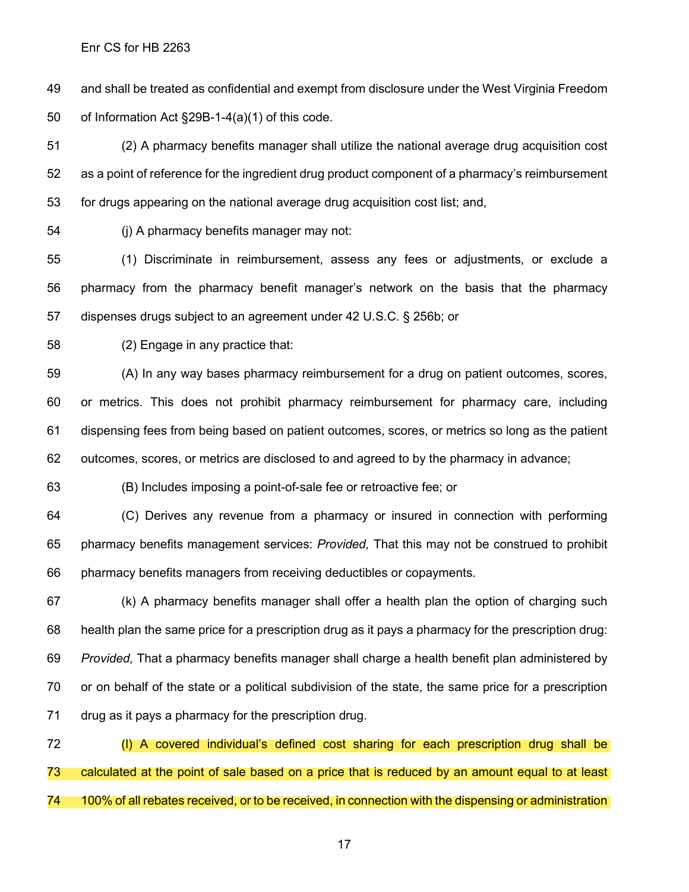and shall be treated as confidential and exempt from disclosure under the West Virginia Freedom of Information Act §29B-1-4(a)(1) of this code.

(2) A pharmacy benefits manager shall utilize the national average drug acquisition cost as a point of reference for the ingredient drug product component of a pharmacy's reimbursement for drugs appearing on the national average drug acquisition cost list; and,

(j) A pharmacy benefits manager may not:

(1) Discriminate in reimbursement, assess any fees or adjustments, or exclude a pharmacy from the pharmacy benefit manager's network on the basis that the pharmacy dispenses drugs subject to an agreement under 42 U.S.C. § 256b; or

(2) Engage in any practice that:

(A) In any way bases pharmacy reimbursement for a drug on patient outcomes, scores, or metrics. This does not prohibit pharmacy reimbursement for pharmacy care, including dispensing fees from being based on patient outcomes, scores, or metrics so long as the patient outcomes, scores, or metrics are disclosed to and agreed to by the pharmacy in advance;

(B) Includes imposing a point-of-sale fee or retroactive fee; or

(C) Derives any revenue from a pharmacy or insured in connection with performing pharmacy benefits management services: *Provided,* That this may not be construed to prohibit pharmacy benefits managers from receiving deductibles or copayments.

(k) A pharmacy benefits manager shall offer a health plan the option of charging such health plan the same price for a prescription drug as it pays a pharmacy for the prescription drug: *Provided,* That a pharmacy benefits manager shall charge a health benefit plan administered by or on behalf of the state or a political subdivision of the state, the same price for a prescription drug as it pays a pharmacy for the prescription drug.

(l) A covered individual's defined cost sharing for each prescription drug shall be calculated at the point of sale based on a price that is reduced by an amount equal to at least 100% of all rebates received, or to be received, in connection with the dispensing or administration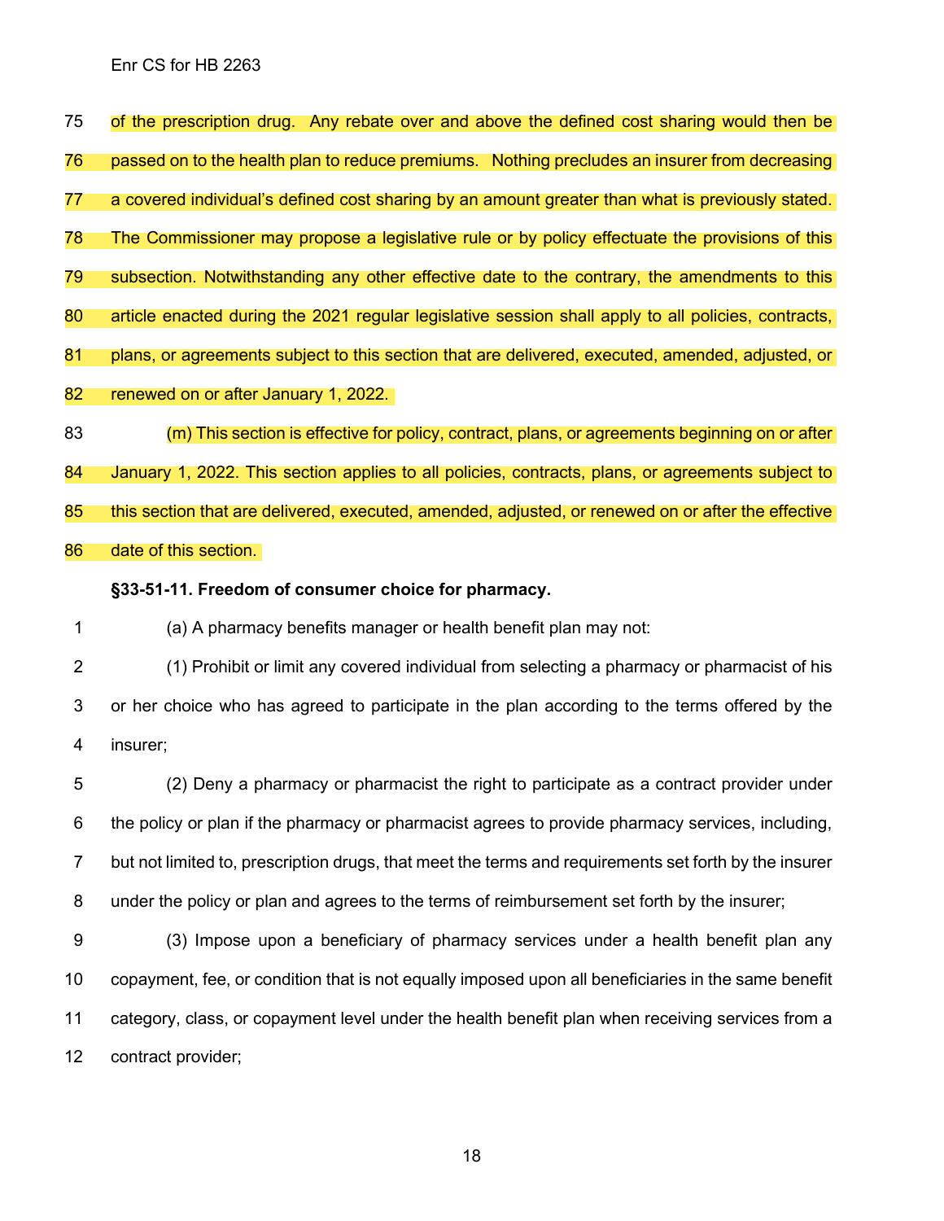of the prescription drug. Any rebate over and above the defined cost sharing would then be passed on to the health plan to reduce premiums. Nothing precludes an insurer from decreasing a covered individual's defined cost sharing by an amount greater than what is previously stated. The Commissioner may propose a legislative rule or by policy effectuate the provisions of this subsection. Notwithstanding any other effective date to the contrary, the amendments to this article enacted during the 2021 regular legislative session shall apply to all policies, contracts, plans, or agreements subject to this section that are delivered, executed, amended, adjusted, or renewed on or after January 1, 2022.

(m) This section is effective for policy, contract, plans, or agreements beginning on or after January 1, 2022. This section applies to all policies, contracts, plans, or agreements subject to this section that are delivered, executed, amended, adjusted, or renewed on or after the effective date of this section.

**§33-51-11. Freedom of consumer choice for pharmacy.**

(a) A pharmacy benefits manager or health benefit plan may not:

(1) Prohibit or limit any covered individual from selecting a pharmacy or pharmacist of his or her choice who has agreed to participate in the plan according to the terms offered by the insurer;

(2) Deny a pharmacy or pharmacist the right to participate as a contract provider under the policy or plan if the pharmacy or pharmacist agrees to provide pharmacy services, including, but not limited to, prescription drugs, that meet the terms and requirements set forth by the insurer under the policy or plan and agrees to the terms of reimbursement set forth by the insurer;

(3) Impose upon a beneficiary of pharmacy services under a health benefit plan any copayment, fee, or condition that is not equally imposed upon all beneficiaries in the same benefit category, class, or copayment level under the health benefit plan when receiving services from a contract provider;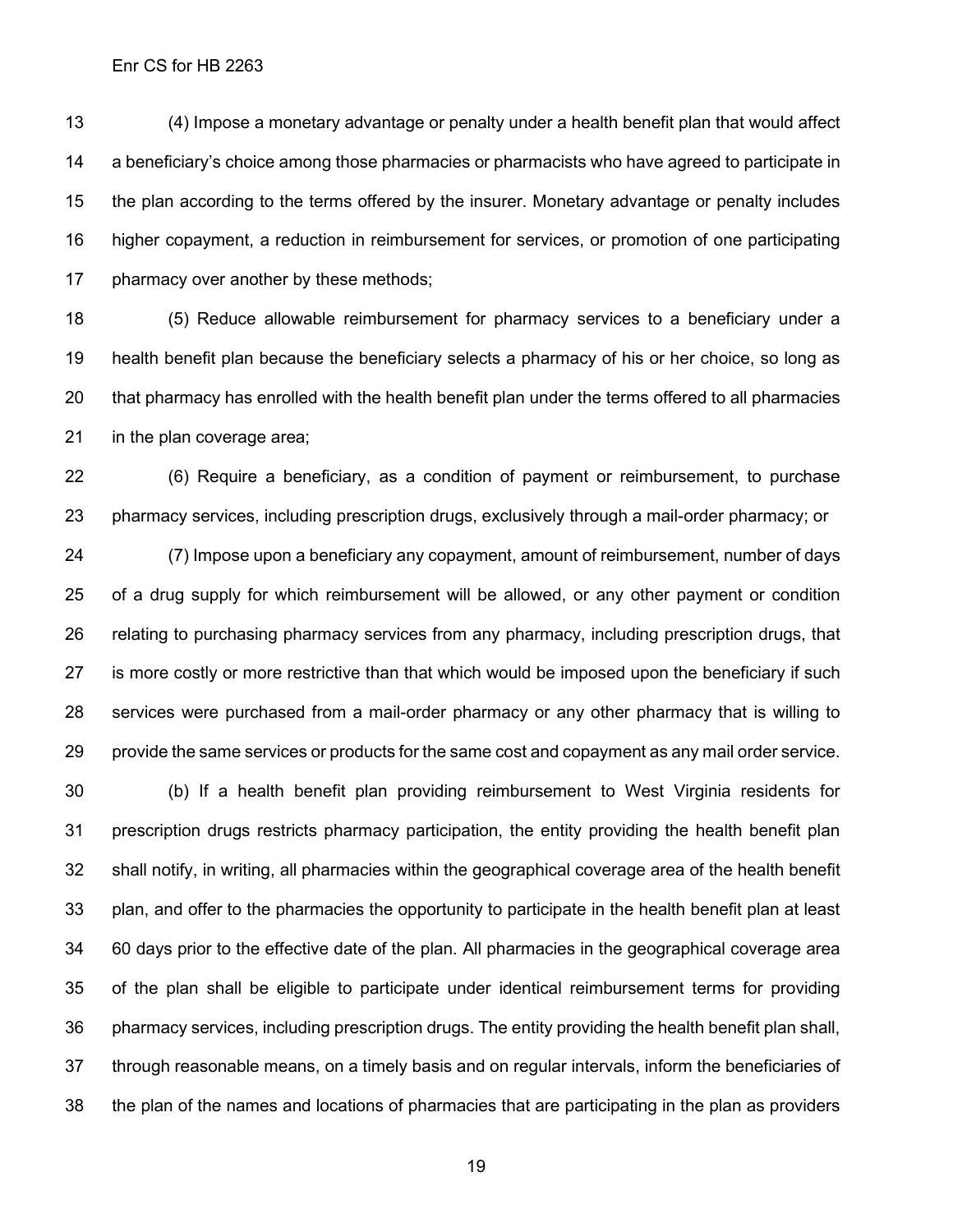(4) Impose a monetary advantage or penalty under a health benefit plan that would affect a beneficiary's choice among those pharmacies or pharmacists who have agreed to participate in the plan according to the terms offered by the insurer. Monetary advantage or penalty includes higher copayment, a reduction in reimbursement for services, or promotion of one participating pharmacy over another by these methods;

(5) Reduce allowable reimbursement for pharmacy services to a beneficiary under a health benefit plan because the beneficiary selects a pharmacy of his or her choice, so long as that pharmacy has enrolled with the health benefit plan under the terms offered to all pharmacies in the plan coverage area;

(6) Require a beneficiary, as a condition of payment or reimbursement, to purchase pharmacy services, including prescription drugs, exclusively through a mail-order pharmacy; or

(7) Impose upon a beneficiary any copayment, amount of reimbursement, number of days of a drug supply for which reimbursement will be allowed, or any other payment or condition relating to purchasing pharmacy services from any pharmacy, including prescription drugs, that is more costly or more restrictive than that which would be imposed upon the beneficiary if such services were purchased from a mail-order pharmacy or any other pharmacy that is willing to provide the same services or products for the same cost and copayment as any mail order service.

(b) If a health benefit plan providing reimbursement to West Virginia residents for prescription drugs restricts pharmacy participation, the entity providing the health benefit plan shall notify, in writing, all pharmacies within the geographical coverage area of the health benefit plan, and offer to the pharmacies the opportunity to participate in the health benefit plan at least 60 days prior to the effective date of the plan. All pharmacies in the geographical coverage area of the plan shall be eligible to participate under identical reimbursement terms for providing pharmacy services, including prescription drugs. The entity providing the health benefit plan shall, through reasonable means, on a timely basis and on regular intervals, inform the beneficiaries of the plan of the names and locations of pharmacies that are participating in the plan as providers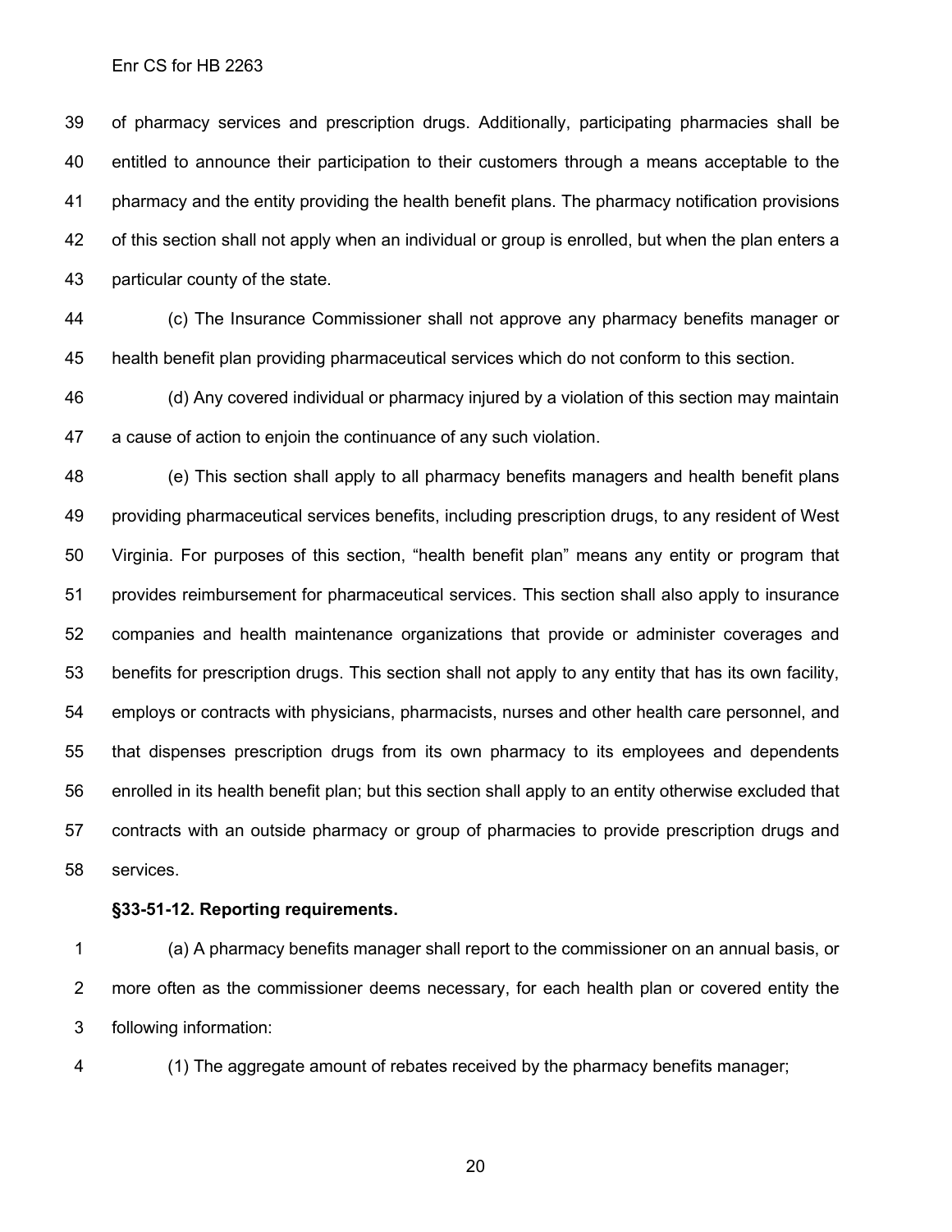of pharmacy services and prescription drugs. Additionally, participating pharmacies shall be entitled to announce their participation to their customers through a means acceptable to the pharmacy and the entity providing the health benefit plans. The pharmacy notification provisions of this section shall not apply when an individual or group is enrolled, but when the plan enters a particular county of the state.

(c) The Insurance Commissioner shall not approve any pharmacy benefits manager or health benefit plan providing pharmaceutical services which do not conform to this section.

(d) Any covered individual or pharmacy injured by a violation of this section may maintain a cause of action to enjoin the continuance of any such violation.

(e) This section shall apply to all pharmacy benefits managers and health benefit plans providing pharmaceutical services benefits, including prescription drugs, to any resident of West Virginia. For purposes of this section, "health benefit plan" means any entity or program that provides reimbursement for pharmaceutical services. This section shall also apply to insurance companies and health maintenance organizations that provide or administer coverages and benefits for prescription drugs. This section shall not apply to any entity that has its own facility, employs or contracts with physicians, pharmacists, nurses and other health care personnel, and that dispenses prescription drugs from its own pharmacy to its employees and dependents enrolled in its health benefit plan; but this section shall apply to an entity otherwise excluded that contracts with an outside pharmacy or group of pharmacies to provide prescription drugs and services.

**§33-51-12. Reporting requirements.**

(a) A pharmacy benefits manager shall report to the commissioner on an annual basis, or more often as the commissioner deems necessary, for each health plan or covered entity the following information:

(1) The aggregate amount of rebates received by the pharmacy benefits manager;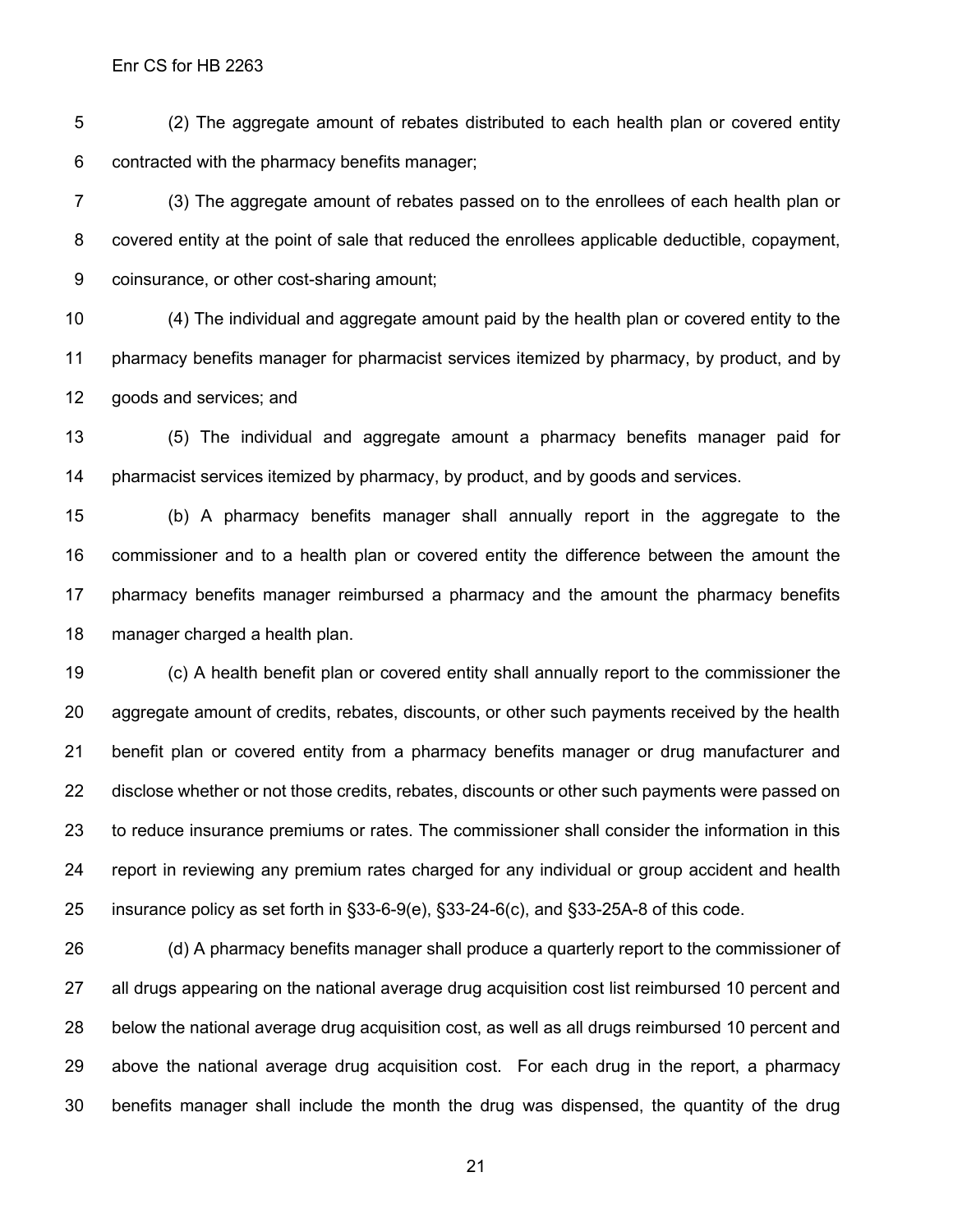(2) The aggregate amount of rebates distributed to each health plan or covered entity contracted with the pharmacy benefits manager;

(3) The aggregate amount of rebates passed on to the enrollees of each health plan or covered entity at the point of sale that reduced the enrollees applicable deductible, copayment, coinsurance, or other cost-sharing amount;

(4) The individual and aggregate amount paid by the health plan or covered entity to the pharmacy benefits manager for pharmacist services itemized by pharmacy, by product, and by goods and services; and

(5) The individual and aggregate amount a pharmacy benefits manager paid for pharmacist services itemized by pharmacy, by product, and by goods and services.

(b) A pharmacy benefits manager shall annually report in the aggregate to the commissioner and to a health plan or covered entity the difference between the amount the pharmacy benefits manager reimbursed a pharmacy and the amount the pharmacy benefits manager charged a health plan.

(c) A health benefit plan or covered entity shall annually report to the commissioner the aggregate amount of credits, rebates, discounts, or other such payments received by the health benefit plan or covered entity from a pharmacy benefits manager or drug manufacturer and disclose whether or not those credits, rebates, discounts or other such payments were passed on to reduce insurance premiums or rates. The commissioner shall consider the information in this report in reviewing any premium rates charged for any individual or group accident and health insurance policy as set forth in §33-6-9(e), §33-24-6(c), and §33-25A-8 of this code.

(d) A pharmacy benefits manager shall produce a quarterly report to the commissioner of all drugs appearing on the national average drug acquisition cost list reimbursed 10 percent and below the national average drug acquisition cost, as well as all drugs reimbursed 10 percent and above the national average drug acquisition cost. For each drug in the report, a pharmacy benefits manager shall include the month the drug was dispensed, the quantity of the drug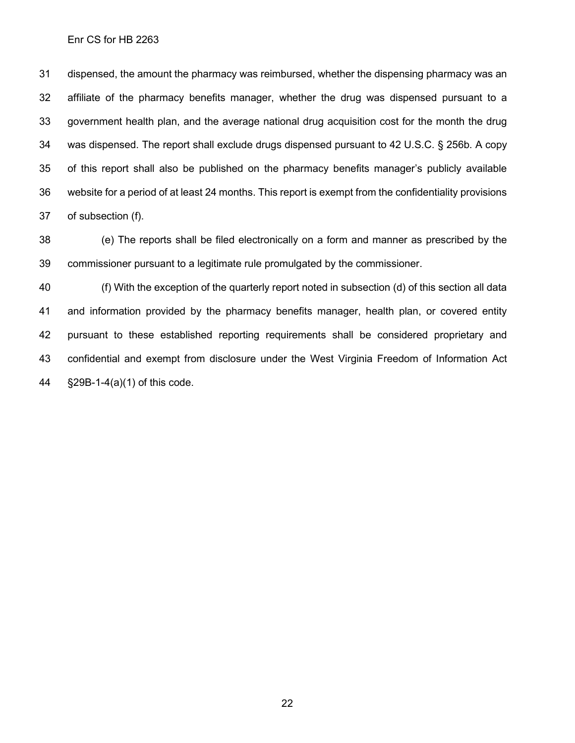dispensed, the amount the pharmacy was reimbursed, whether the dispensing pharmacy was an affiliate of the pharmacy benefits manager, whether the drug was dispensed pursuant to a government health plan, and the average national drug acquisition cost for the month the drug was dispensed. The report shall exclude drugs dispensed pursuant to 42 U.S.C. § 256b. A copy of this report shall also be published on the pharmacy benefits manager's publicly available website for a period of at least 24 months. This report is exempt from the confidentiality provisions of subsection (f).

(e) The reports shall be filed electronically on a form and manner as prescribed by the commissioner pursuant to a legitimate rule promulgated by the commissioner.

(f) With the exception of the quarterly report noted in subsection (d) of this section all data and information provided by the pharmacy benefits manager, health plan, or covered entity pursuant to these established reporting requirements shall be considered proprietary and confidential and exempt from disclosure under the West Virginia Freedom of Information Act §29B-1-4(a)(1) of this code.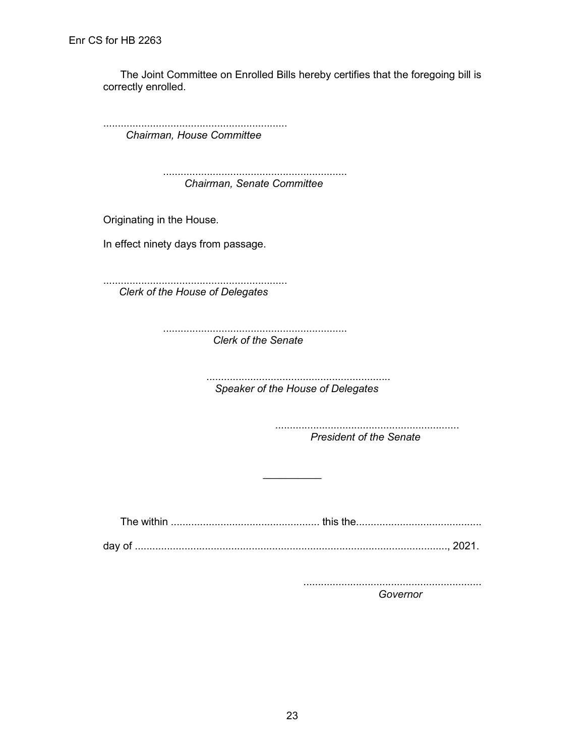The Joint Committee on Enrolled Bills hereby certifies that the foregoing bill is correctly enrolled.

...............................................................
*Chairman, House Committee*

...............................................................
*Chairman, Senate Committee*

Originating in the House.

In effect ninety days from passage.

...............................................................
*Clerk of the House of Delegates*

...............................................................
*Clerk of the Senate*

...............................................................
*Speaker of the House of Delegates*

...............................................................
*President of the Senate*

__________

The within .................................................. this the...........................................

day of ..........................................................................................................., 2021.

.............................................................
*Governor*